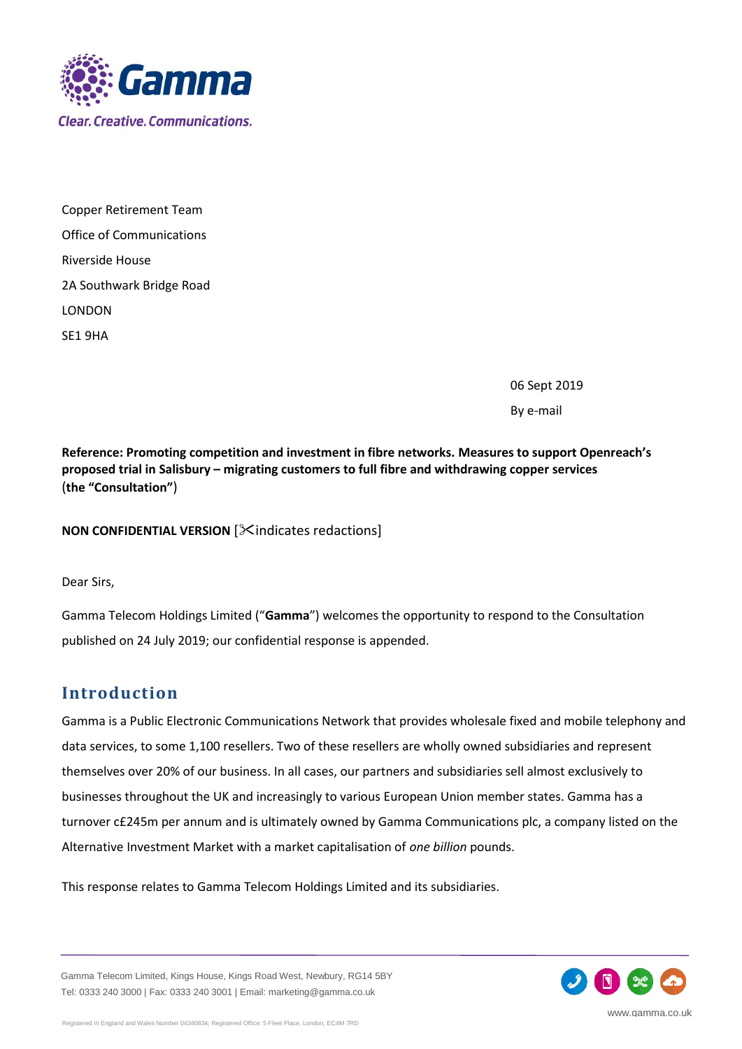Copper Retirement Team

Office of Communications

Riverside House

2A Southwark Bridge Road

LONDON

SE1 9HA

06 Sept 2019

By e-mail

**Reference: Promoting competition and investment in fibre networks. Measures to support Openreach's proposed trial in Salisbury – migrating customers to full fibre and withdrawing copper services (the "Consultation")**

**NON CONFIDENTIAL VERSION** [✂indicates redactions]

Dear Sirs,

Gamma Telecom Holdings Limited ("**Gamma**") welcomes the opportunity to respond to the Consultation published on 24 July 2019; our confidential response is appended.

## Introduction

Gamma is a Public Electronic Communications Network that provides wholesale fixed and mobile telephony and data services, to some 1,100 resellers. Two of these resellers are wholly owned subsidiaries and represent themselves over 20% of our business. In all cases, our partners and subsidiaries sell almost exclusively to businesses throughout the UK and increasingly to various European Union member states. Gamma has a turnover c£245m per annum and is ultimately owned by Gamma Communications plc, a company listed on the Alternative Investment Market with a market capitalisation of *one billion* pounds.

This response relates to Gamma Telecom Holdings Limited and its subsidiaries.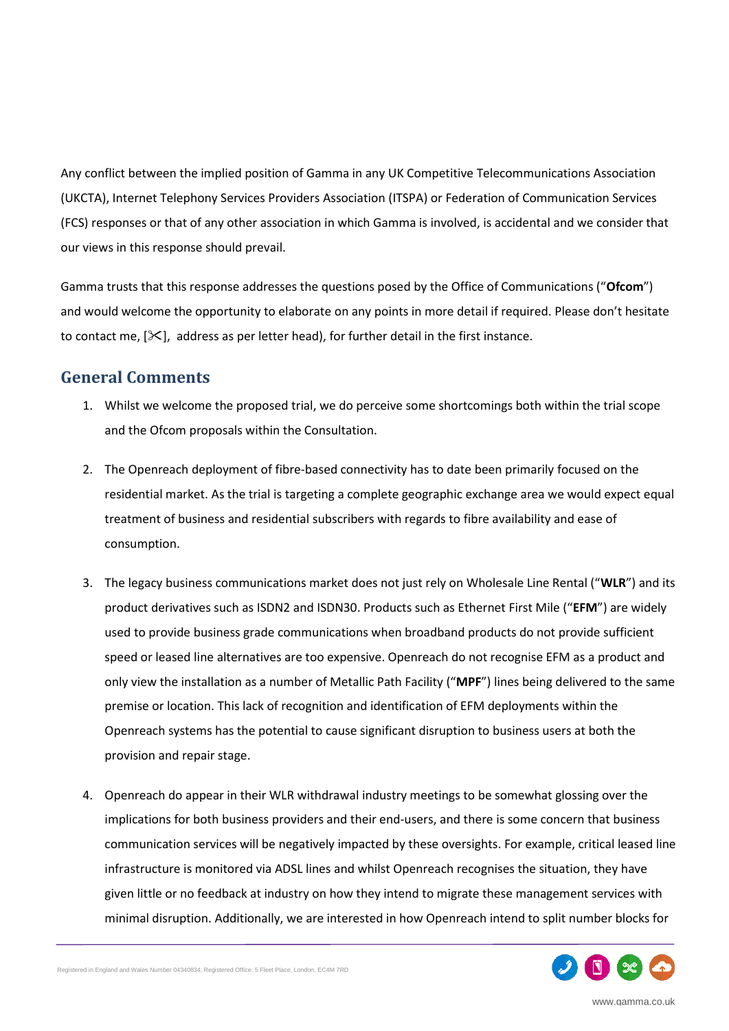Any conflict between the implied position of Gamma in any UK Competitive Telecommunications Association (UKCTA), Internet Telephony Services Providers Association (ITSPA) or Federation of Communication Services (FCS) responses or that of any other association in which Gamma is involved, is accidental and we consider that our views in this response should prevail.

Gamma trusts that this response addresses the questions posed by the Office of Communications ("**Ofcom**") and would welcome the opportunity to elaborate on any points in more detail if required. Please don't hesitate to contact me, [✂], address as per letter head), for further detail in the first instance.

## General Comments

1. Whilst we welcome the proposed trial, we do perceive some shortcomings both within the trial scope and the Ofcom proposals within the Consultation.

2. The Openreach deployment of fibre-based connectivity has to date been primarily focused on the residential market. As the trial is targeting a complete geographic exchange area we would expect equal treatment of business and residential subscribers with regards to fibre availability and ease of consumption.

3. The legacy business communications market does not just rely on Wholesale Line Rental ("**WLR**") and its product derivatives such as ISDN2 and ISDN30. Products such as Ethernet First Mile ("**EFM**") are widely used to provide business grade communications when broadband products do not provide sufficient speed or leased line alternatives are too expensive. Openreach do not recognise EFM as a product and only view the installation as a number of Metallic Path Facility ("**MPF**") lines being delivered to the same premise or location. This lack of recognition and identification of EFM deployments within the Openreach systems has the potential to cause significant disruption to business users at both the provision and repair stage.

4. Openreach do appear in their WLR withdrawal industry meetings to be somewhat glossing over the implications for both business providers and their end-users, and there is some concern that business communication services will be negatively impacted by these oversights. For example, critical leased line infrastructure is monitored via ADSL lines and whilst Openreach recognises the situation, they have given little or no feedback at industry on how they intend to migrate these management services with minimal disruption. Additionally, we are interested in how Openreach intend to split number blocks for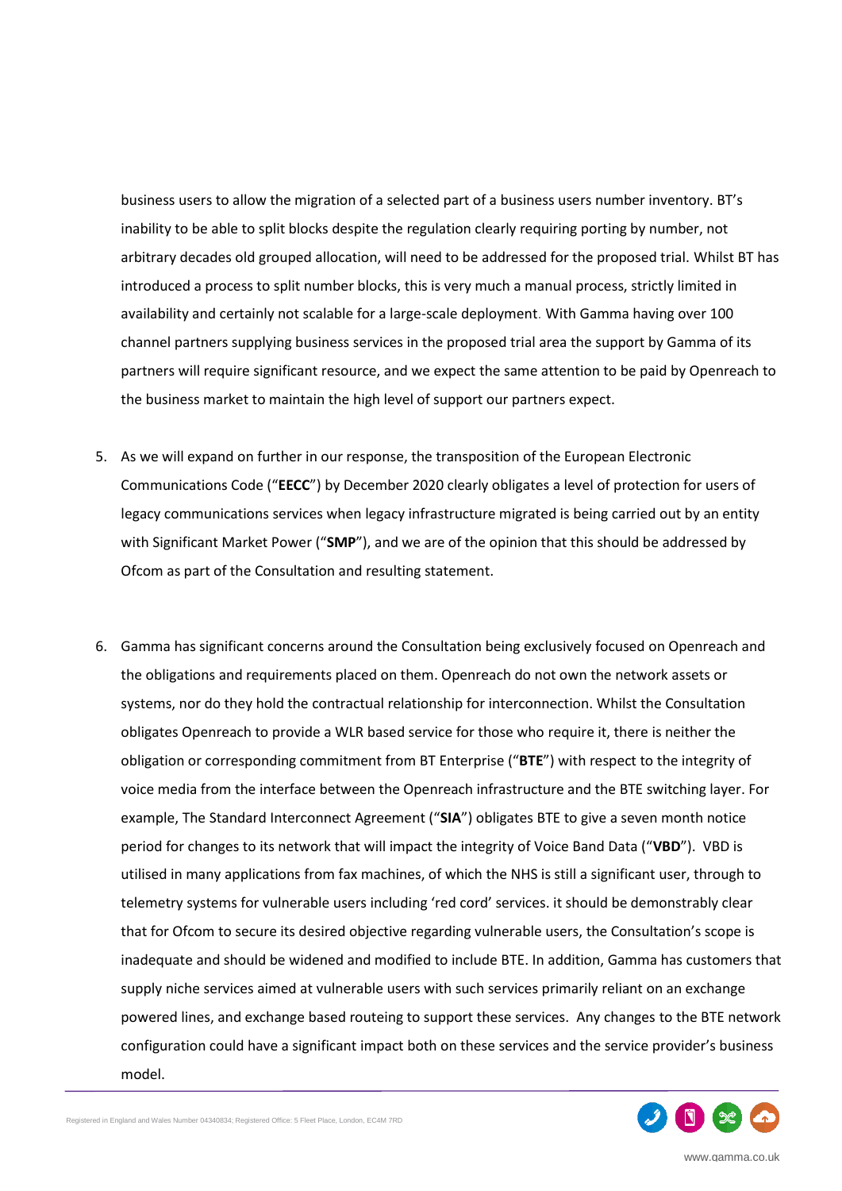business users to allow the migration of a selected part of a business users number inventory. BT's inability to be able to split blocks despite the regulation clearly requiring porting by number, not arbitrary decades old grouped allocation, will need to be addressed for the proposed trial. Whilst BT has introduced a process to split number blocks, this is very much a manual process, strictly limited in availability and certainly not scalable for a large-scale deployment. With Gamma having over 100 channel partners supplying business services in the proposed trial area the support by Gamma of its partners will require significant resource, and we expect the same attention to be paid by Openreach to the business market to maintain the high level of support our partners expect.

5. As we will expand on further in our response, the transposition of the European Electronic Communications Code ("**EECC**") by December 2020 clearly obligates a level of protection for users of legacy communications services when legacy infrastructure migrated is being carried out by an entity with Significant Market Power ("**SMP**"), and we are of the opinion that this should be addressed by Ofcom as part of the Consultation and resulting statement.

6. Gamma has significant concerns around the Consultation being exclusively focused on Openreach and the obligations and requirements placed on them. Openreach do not own the network assets or systems, nor do they hold the contractual relationship for interconnection. Whilst the Consultation obligates Openreach to provide a WLR based service for those who require it, there is neither the obligation or corresponding commitment from BT Enterprise ("**BTE**") with respect to the integrity of voice media from the interface between the Openreach infrastructure and the BTE switching layer. For example, The Standard Interconnect Agreement ("**SIA**") obligates BTE to give a seven month notice period for changes to its network that will impact the integrity of Voice Band Data ("**VBD**"). VBD is utilised in many applications from fax machines, of which the NHS is still a significant user, through to telemetry systems for vulnerable users including 'red cord' services. it should be demonstrably clear that for Ofcom to secure its desired objective regarding vulnerable users, the Consultation's scope is inadequate and should be widened and modified to include BTE. In addition, Gamma has customers that supply niche services aimed at vulnerable users with such services primarily reliant on an exchange powered lines, and exchange based routeing to support these services. Any changes to the BTE network configuration could have a significant impact both on these services and the service provider's business model.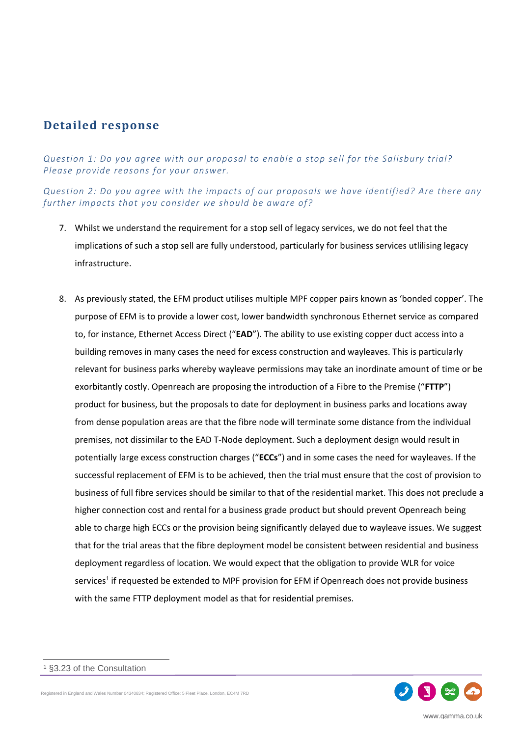## Detailed response

*Question 1: Do you agree with our proposal to enable a stop sell for the Salisbury trial? Please provide reasons for your answer.*

*Question 2: Do you agree with the impacts of our proposals we have identified? Are there any further impacts that you consider we should be aware of?*

7. Whilst we understand the requirement for a stop sell of legacy services, we do not feel that the implications of such a stop sell are fully understood, particularly for business services utlilising legacy infrastructure.

8. As previously stated, the EFM product utilises multiple MPF copper pairs known as 'bonded copper'. The purpose of EFM is to provide a lower cost, lower bandwidth synchronous Ethernet service as compared to, for instance, Ethernet Access Direct ("**EAD**"). The ability to use existing copper duct access into a building removes in many cases the need for excess construction and wayleaves. This is particularly relevant for business parks whereby wayleave permissions may take an inordinate amount of time or be exorbitantly costly. Openreach are proposing the introduction of a Fibre to the Premise ("**FTTP**") product for business, but the proposals to date for deployment in business parks and locations away from dense population areas are that the fibre node will terminate some distance from the individual premises, not dissimilar to the EAD T-Node deployment. Such a deployment design would result in potentially large excess construction charges ("**ECCs**") and in some cases the need for wayleaves. If the successful replacement of EFM is to be achieved, then the trial must ensure that the cost of provision to business of full fibre services should be similar to that of the residential market. This does not preclude a higher connection cost and rental for a business grade product but should prevent Openreach being able to charge high ECCs or the provision being significantly delayed due to wayleave issues. We suggest that for the trial areas that the fibre deployment model be consistent between residential and business deployment regardless of location. We would expect that the obligation to provide WLR for voice services[1] if requested be extended to MPF provision for EFM if Openreach does not provide business with the same FTTP deployment model as that for residential premises.

[1] §3.23 of the Consultation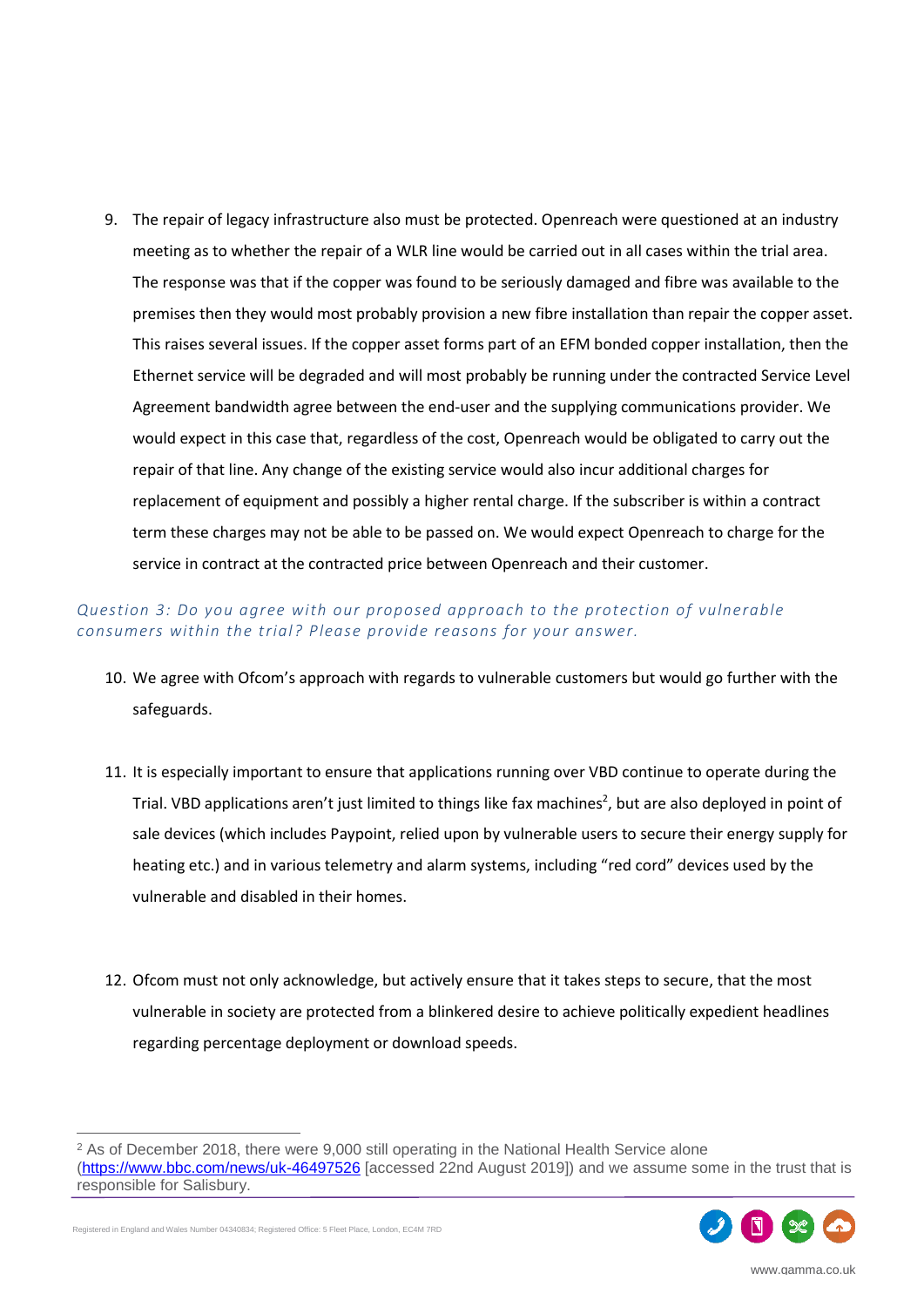9. The repair of legacy infrastructure also must be protected. Openreach were questioned at an industry meeting as to whether the repair of a WLR line would be carried out in all cases within the trial area. The response was that if the copper was found to be seriously damaged and fibre was available to the premises then they would most probably provision a new fibre installation than repair the copper asset. This raises several issues. If the copper asset forms part of an EFM bonded copper installation, then the Ethernet service will be degraded and will most probably be running under the contracted Service Level Agreement bandwidth agree between the end-user and the supplying communications provider. We would expect in this case that, regardless of the cost, Openreach would be obligated to carry out the repair of that line. Any change of the existing service would also incur additional charges for replacement of equipment and possibly a higher rental charge. If the subscriber is within a contract term these charges may not be able to be passed on. We would expect Openreach to charge for the service in contract at the contracted price between Openreach and their customer.

*Question 3: Do you agree with our proposed approach to the protection of vulnerable consumers within the trial? Please provide reasons for your answer.*

10. We agree with Ofcom's approach with regards to vulnerable customers but would go further with the safeguards.

11. It is especially important to ensure that applications running over VBD continue to operate during the Trial. VBD applications aren't just limited to things like fax machines[2], but are also deployed in point of sale devices (which includes Paypoint, relied upon by vulnerable users to secure their energy supply for heating etc.) and in various telemetry and alarm systems, including "red cord" devices used by the vulnerable and disabled in their homes.

12. Ofcom must not only acknowledge, but actively ensure that it takes steps to secure, that the most vulnerable in society are protected from a blinkered desire to achieve politically expedient headlines regarding percentage deployment or download speeds.

---

[2] As of December 2018, there were 9,000 still operating in the National Health Service alone (https://www.bbc.com/news/uk-46497526 [accessed 22nd August 2019]) and we assume some in the trust that is responsible for Salisbury.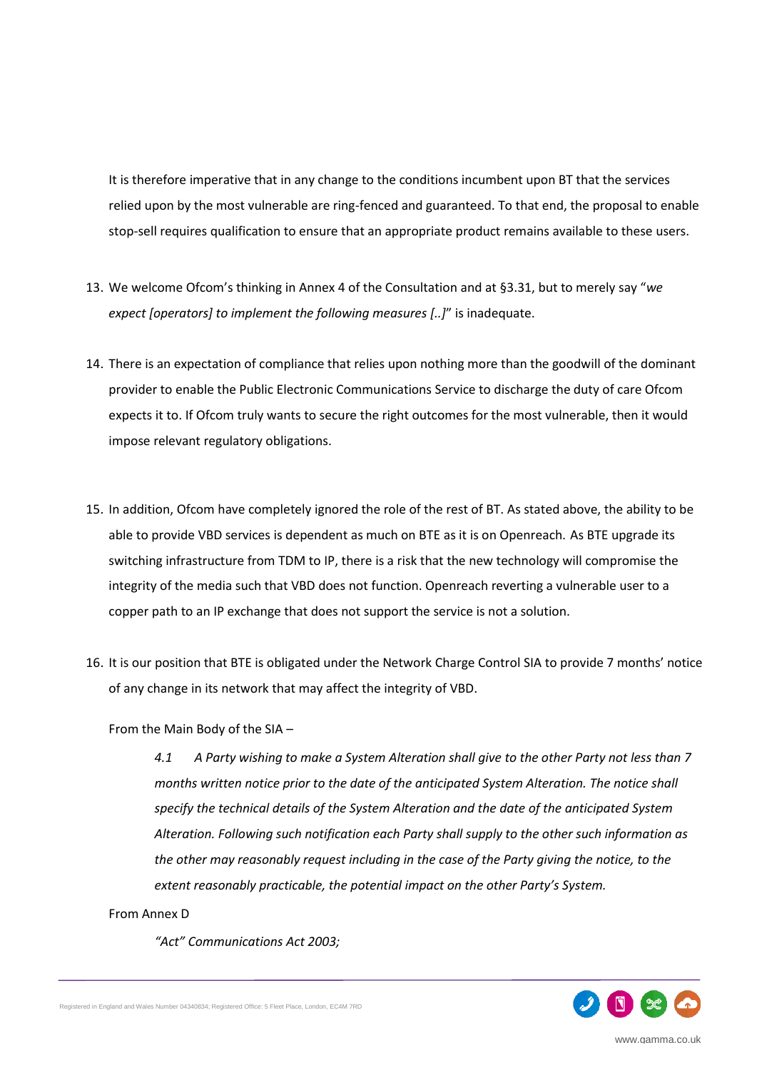It is therefore imperative that in any change to the conditions incumbent upon BT that the services relied upon by the most vulnerable are ring-fenced and guaranteed. To that end, the proposal to enable stop-sell requires qualification to ensure that an appropriate product remains available to these users.

13. We welcome Ofcom's thinking in Annex 4 of the Consultation and at §3.31, but to merely say "*we expect [operators] to implement the following measures [..]*" is inadequate.

14. There is an expectation of compliance that relies upon nothing more than the goodwill of the dominant provider to enable the Public Electronic Communications Service to discharge the duty of care Ofcom expects it to. If Ofcom truly wants to secure the right outcomes for the most vulnerable, then it would impose relevant regulatory obligations.

15. In addition, Ofcom have completely ignored the role of the rest of BT. As stated above, the ability to be able to provide VBD services is dependent as much on BTE as it is on Openreach. As BTE upgrade its switching infrastructure from TDM to IP, there is a risk that the new technology will compromise the integrity of the media such that VBD does not function. Openreach reverting a vulnerable user to a copper path to an IP exchange that does not support the service is not a solution.

16. It is our position that BTE is obligated under the Network Charge Control SIA to provide 7 months' notice of any change in its network that may affect the integrity of VBD.

    From the Main Body of the SIA –

    > *4.1 A Party wishing to make a System Alteration shall give to the other Party not less than 7 months written notice prior to the date of the anticipated System Alteration. The notice shall specify the technical details of the System Alteration and the date of the anticipated System Alteration. Following such notification each Party shall supply to the other such information as the other may reasonably request including in the case of the Party giving the notice, to the extent reasonably practicable, the potential impact on the other Party's System.*

    From Annex D

    > *"Act" Communications Act 2003;*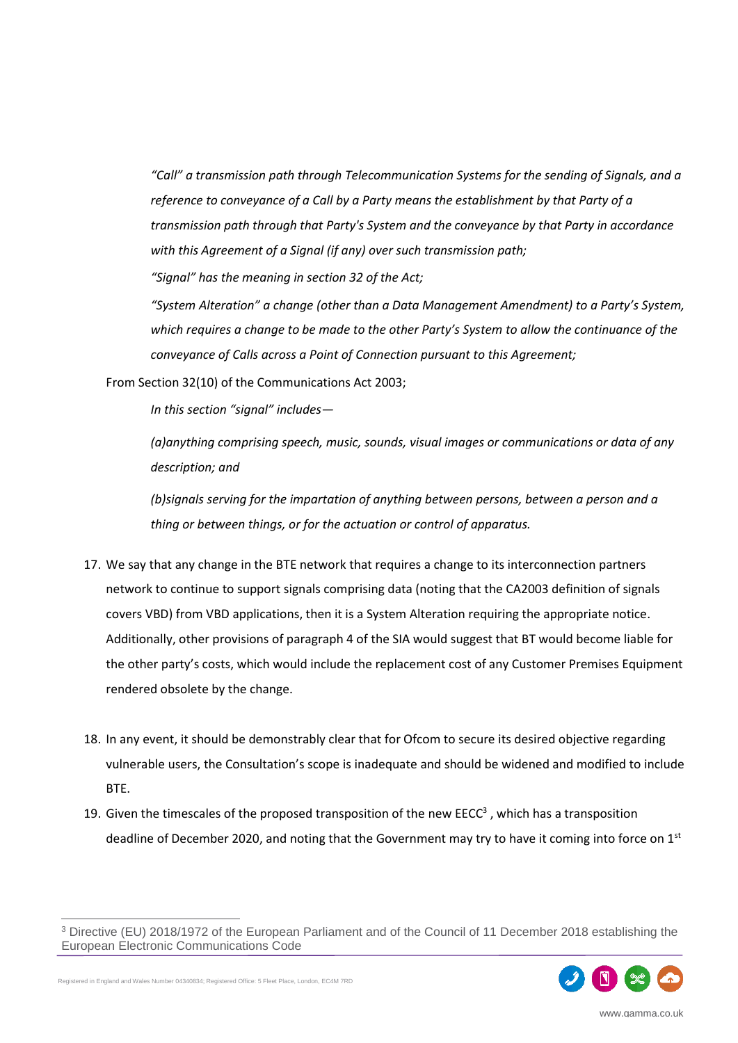*“Call” a transmission path through Telecommunication Systems for the sending of Signals, and a reference to conveyance of a Call by a Party means the establishment by that Party of a transmission path through that Party's System and the conveyance by that Party in accordance with this Agreement of a Signal (if any) over such transmission path;*

*“Signal” has the meaning in section 32 of the Act;*

*“System Alteration” a change (other than a Data Management Amendment) to a Party’s System, which requires a change to be made to the other Party’s System to allow the continuance of the conveyance of Calls across a Point of Connection pursuant to this Agreement;*

From Section 32(10) of the Communications Act 2003;

*In this section “signal” includes—*

*(a)anything comprising speech, music, sounds, visual images or communications or data of any description; and*

*(b)signals serving for the impartation of anything between persons, between a person and a thing or between things, or for the actuation or control of apparatus.*

17. We say that any change in the BTE network that requires a change to its interconnection partners network to continue to support signals comprising data (noting that the CA2003 definition of signals covers VBD) from VBD applications, then it is a System Alteration requiring the appropriate notice. Additionally, other provisions of paragraph 4 of the SIA would suggest that BT would become liable for the other party’s costs, which would include the replacement cost of any Customer Premises Equipment rendered obsolete by the change.

18. In any event, it should be demonstrably clear that for Ofcom to secure its desired objective regarding vulnerable users, the Consultation’s scope is inadequate and should be widened and modified to include BTE.

19. Given the timescales of the proposed transposition of the new EECC[3] , which has a transposition deadline of December 2020, and noting that the Government may try to have it coming into force on 1st

[3] Directive (EU) 2018/1972 of the European Parliament and of the Council of 11 December 2018 establishing the European Electronic Communications Code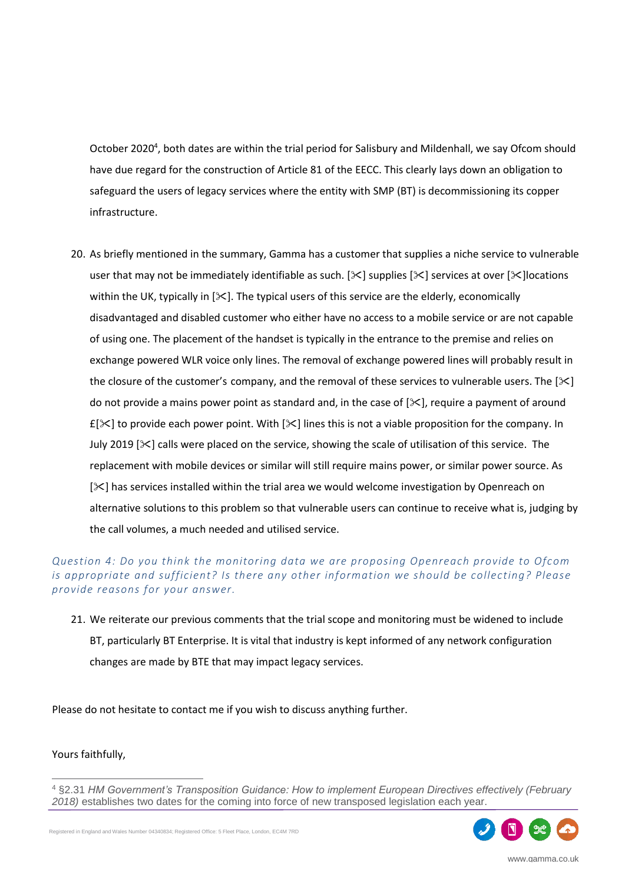October 2020[4], both dates are within the trial period for Salisbury and Mildenhall, we say Ofcom should have due regard for the construction of Article 81 of the EECC. This clearly lays down an obligation to safeguard the users of legacy services where the entity with SMP (BT) is decommissioning its copper infrastructure.

20. As briefly mentioned in the summary, Gamma has a customer that supplies a niche service to vulnerable user that may not be immediately identifiable as such. [✂] supplies [✂] services at over [✂]locations within the UK, typically in [✂]. The typical users of this service are the elderly, economically disadvantaged and disabled customer who either have no access to a mobile service or are not capable of using one. The placement of the handset is typically in the entrance to the premise and relies on exchange powered WLR voice only lines. The removal of exchange powered lines will probably result in the closure of the customer's company, and the removal of these services to vulnerable users. The [✂] do not provide a mains power point as standard and, in the case of [✂], require a payment of around £[✂] to provide each power point. With [✂] lines this is not a viable proposition for the company. In July 2019 [✂] calls were placed on the service, showing the scale of utilisation of this service. The replacement with mobile devices or similar will still require mains power, or similar power source. As [✂] has services installed within the trial area we would welcome investigation by Openreach on alternative solutions to this problem so that vulnerable users can continue to receive what is, judging by the call volumes, a much needed and utilised service.

*Question 4: Do you think the monitoring data we are proposing Openreach provide to Ofcom is appropriate and sufficient? Is there any other information we should be collecting? Please provide reasons for your answer.*

21. We reiterate our previous comments that the trial scope and monitoring must be widened to include BT, particularly BT Enterprise. It is vital that industry is kept informed of any network configuration changes are made by BTE that may impact legacy services.

Please do not hesitate to contact me if you wish to discuss anything further.

Yours faithfully,

[4] §2.31 *HM Government's Transposition Guidance: How to implement European Directives effectively (February 2018)* establishes two dates for the coming into force of new transposed legislation each year.